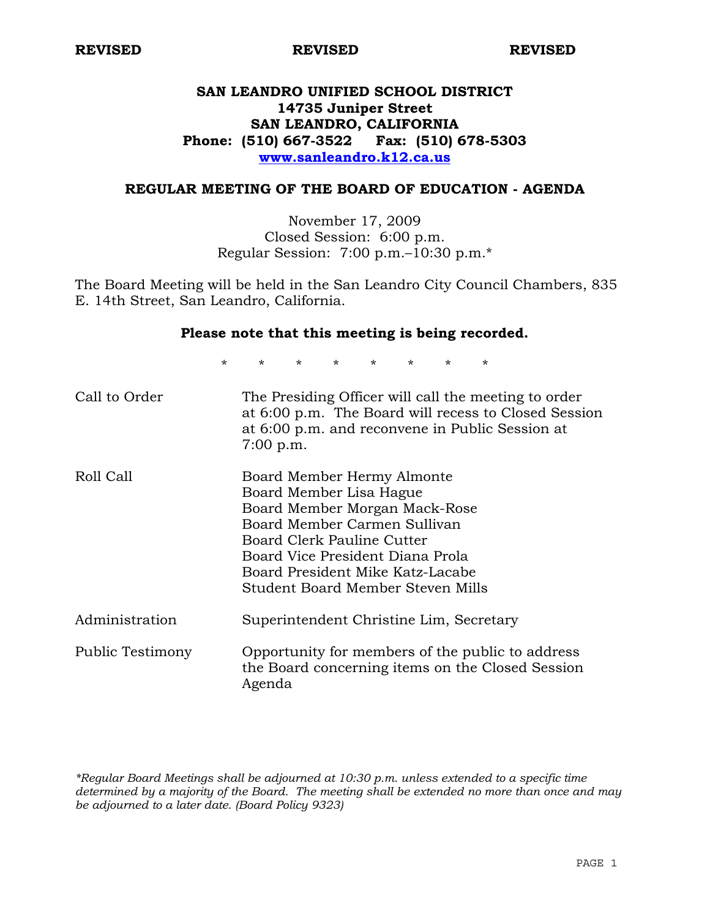**REVISED** **REVISED** **REVISED**

# SAN LEANDRO UNIFIED SCHOOL DISTRICT
**14735 Juniper Street**
**SAN LEANDRO, CALIFORNIA**
**Phone: (510) 667-3522 Fax: (510) 678-5303**
**[www.sanleandro.k12.ca.us](http://www.sanleandro.k12.ca.us)**

## REGULAR MEETING OF THE BOARD OF EDUCATION - AGENDA

November 17, 2009
Closed Session: 6:00 p.m.
Regular Session: 7:00 p.m.–10:30 p.m.*

The Board Meeting will be held in the San Leandro City Council Chambers, 835 E. 14th Street, San Leandro, California.

**Please note that this meeting is being recorded.**

\* \* \* \* \* \* \* \*

| | |
|---|---|
| Call to Order | The Presiding Officer will call the meeting to order at 6:00 p.m. The Board will recess to Closed Session at 6:00 p.m. and reconvene in Public Session at 7:00 p.m. |
| Roll Call | Board Member Hermy Almonte<br>Board Member Lisa Hague<br>Board Member Morgan Mack-Rose<br>Board Member Carmen Sullivan<br>Board Clerk Pauline Cutter<br>Board Vice President Diana Prola<br>Board President Mike Katz-Lacabe<br>Student Board Member Steven Mills |
| Administration | Superintendent Christine Lim, Secretary |
| Public Testimony | Opportunity for members of the public to address the Board concerning items on the Closed Session Agenda |

*\*Regular Board Meetings shall be adjourned at 10:30 p.m. unless extended to a specific time determined by a majority of the Board. The meeting shall be extended no more than once and may be adjourned to a later date. (Board Policy 9323)*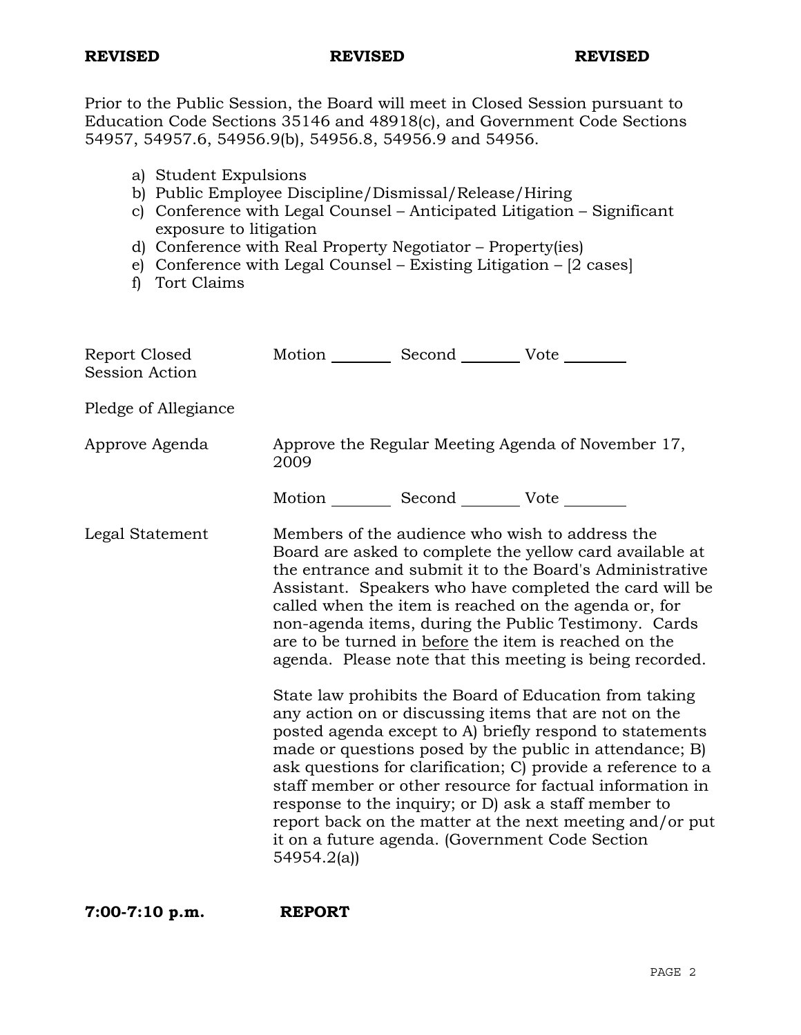**REVISED** **REVISED** **REVISED**

Prior to the Public Session, the Board will meet in Closed Session pursuant to Education Code Sections 35146 and 48918(c), and Government Code Sections 54957, 54957.6, 54956.9(b), 54956.8, 54956.9 and 54956.

a) Student Expulsions
b) Public Employee Discipline/Dismissal/Release/Hiring
c) Conference with Legal Counsel – Anticipated Litigation – Significant exposure to litigation
d) Conference with Real Property Negotiator – Property(ies)
e) Conference with Legal Counsel – Existing Litigation – [2 cases]
f) Tort Claims

Report Closed Session Action — Motion ________ Second ________ Vote ________

Pledge of Allegiance

Approve Agenda — Approve the Regular Meeting Agenda of November 17, 2009

Motion ________ Second ________ Vote ________

Legal Statement — Members of the audience who wish to address the Board are asked to complete the yellow card available at the entrance and submit it to the Board's Administrative Assistant. Speakers who have completed the card will be called when the item is reached on the agenda or, for non-agenda items, during the Public Testimony. Cards are to be turned in before the item is reached on the agenda. Please note that this meeting is being recorded.

State law prohibits the Board of Education from taking any action on or discussing items that are not on the posted agenda except to A) briefly respond to statements made or questions posed by the public in attendance; B) ask questions for clarification; C) provide a reference to a staff member or other resource for factual information in response to the inquiry; or D) ask a staff member to report back on the matter at the next meeting and/or put it on a future agenda. (Government Code Section 54954.2(a))

**7:00-7:10 p.m.** **REPORT**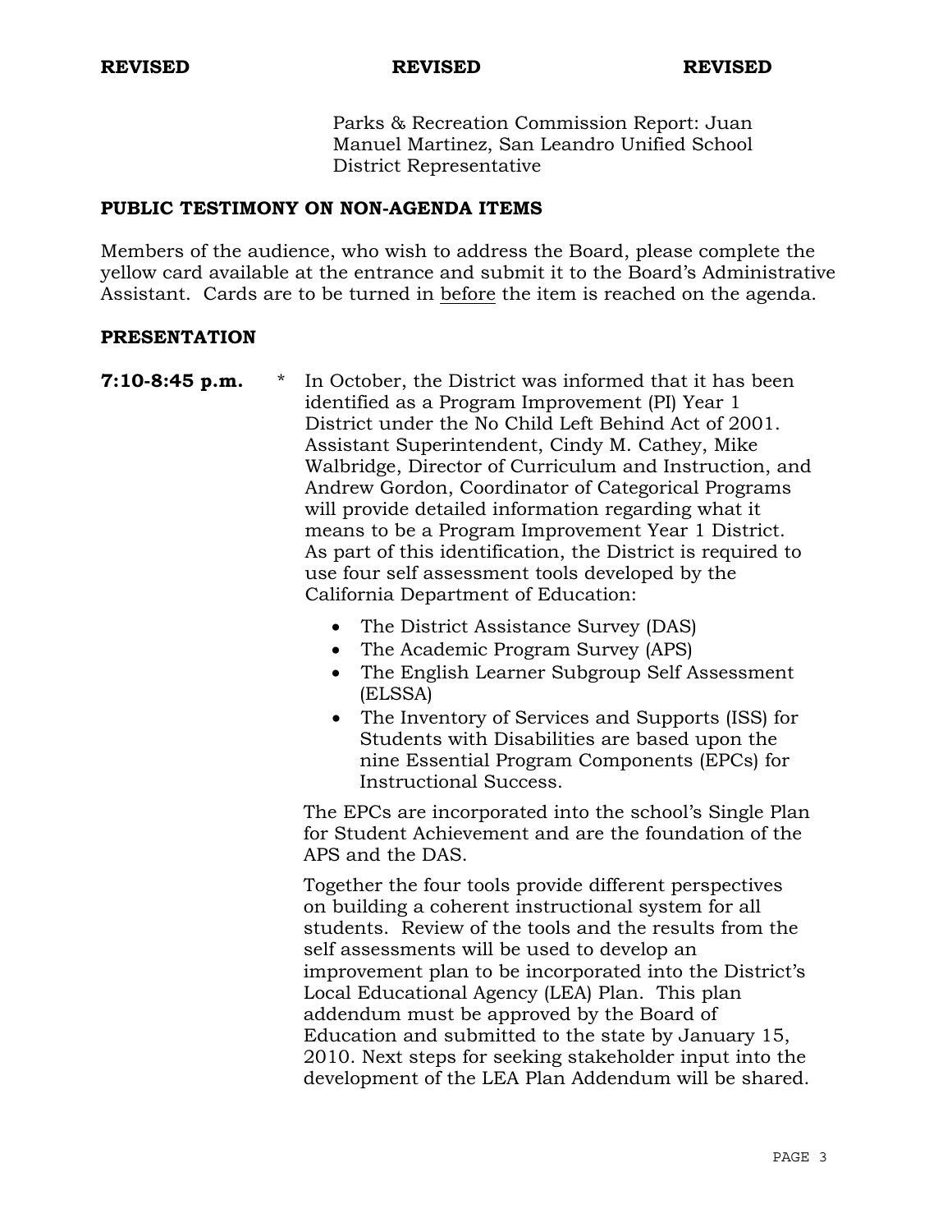**REVISED** **REVISED** **REVISED**

Parks & Recreation Commission Report: Juan Manuel Martinez, San Leandro Unified School District Representative

## PUBLIC TESTIMONY ON NON-AGENDA ITEMS

Members of the audience, who wish to address the Board, please complete the yellow card available at the entrance and submit it to the Board's Administrative Assistant. Cards are to be turned in before the item is reached on the agenda.

## PRESENTATION

**7:10-8:45 p.m.** * In October, the District was informed that it has been identified as a Program Improvement (PI) Year 1 District under the No Child Left Behind Act of 2001. Assistant Superintendent, Cindy M. Cathey, Mike Walbridge, Director of Curriculum and Instruction, and Andrew Gordon, Coordinator of Categorical Programs will provide detailed information regarding what it means to be a Program Improvement Year 1 District. As part of this identification, the District is required to use four self assessment tools developed by the California Department of Education:

- The District Assistance Survey (DAS)
- The Academic Program Survey (APS)
- The English Learner Subgroup Self Assessment (ELSSA)
- The Inventory of Services and Supports (ISS) for Students with Disabilities are based upon the nine Essential Program Components (EPCs) for Instructional Success.

The EPCs are incorporated into the school's Single Plan for Student Achievement and are the foundation of the APS and the DAS.

Together the four tools provide different perspectives on building a coherent instructional system for all students. Review of the tools and the results from the self assessments will be used to develop an improvement plan to be incorporated into the District's Local Educational Agency (LEA) Plan. This plan addendum must be approved by the Board of Education and submitted to the state by January 15, 2010. Next steps for seeking stakeholder input into the development of the LEA Plan Addendum will be shared.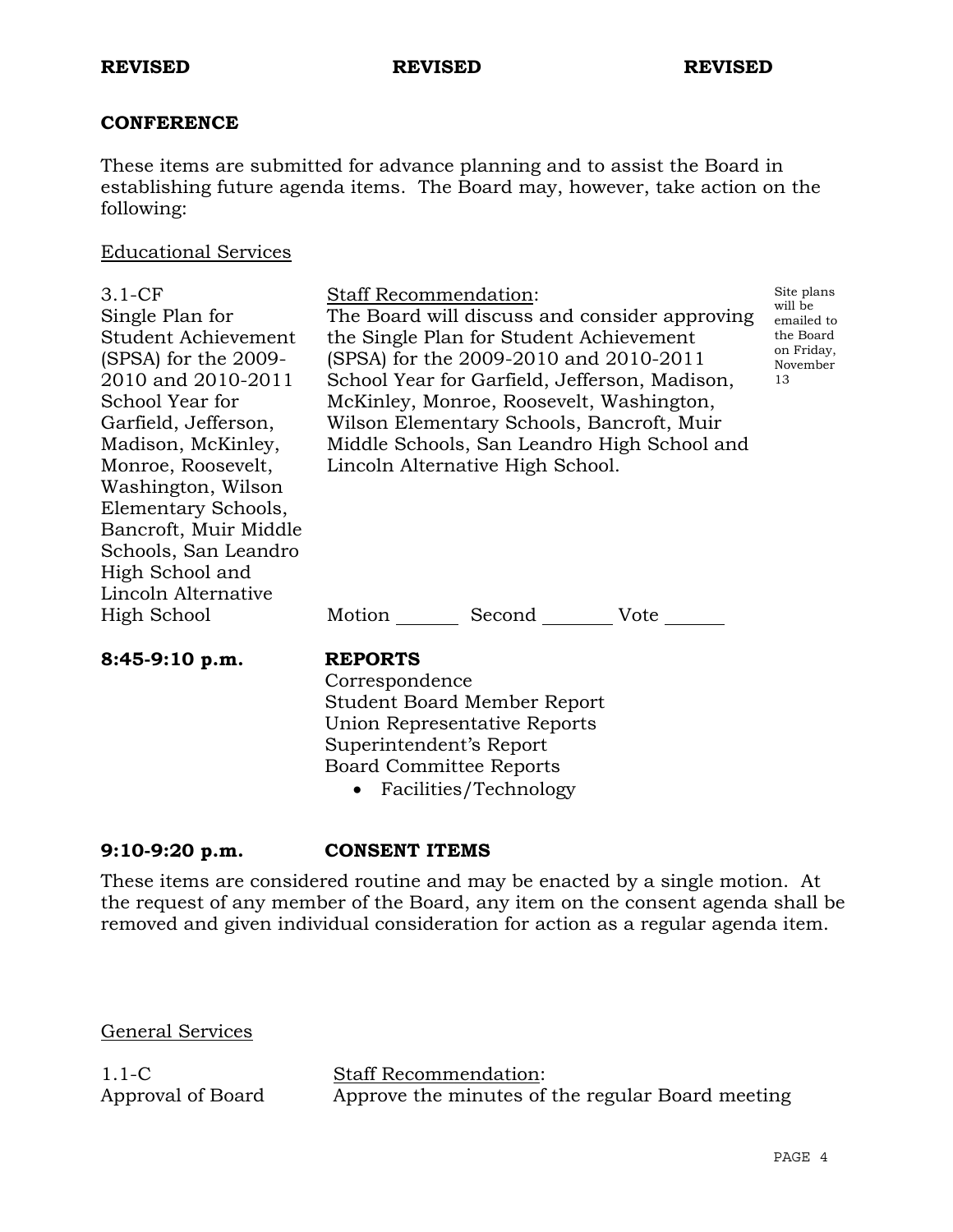**REVISED** **REVISED** **REVISED**

## CONFERENCE

These items are submitted for advance planning and to assist the Board in establishing future agenda items. The Board may, however, take action on the following:

Educational Services

3.1-CF
Single Plan for Student Achievement (SPSA) for the 2009-2010 and 2010-2011 School Year for Garfield, Jefferson, Madison, McKinley, Monroe, Roosevelt, Washington, Wilson Elementary Schools, Bancroft, Muir Middle Schools, San Leandro High School and Lincoln Alternative High School

Staff Recommendation:
The Board will discuss and consider approving the Single Plan for Student Achievement (SPSA) for the 2009-2010 and 2010-2011 School Year for Garfield, Jefferson, Madison, McKinley, Monroe, Roosevelt, Washington, Wilson Elementary Schools, Bancroft, Muir Middle Schools, San Leandro High School and Lincoln Alternative High School.

Site plans will be emailed to the Board on Friday, November 13

Motion _______ Second _______ Vote _______

**8:45-9:10 p.m.** **REPORTS**

Correspondence
Student Board Member Report
Union Representative Reports
Superintendent's Report
Board Committee Reports

- Facilities/Technology

**9:10-9:20 p.m.** **CONSENT ITEMS**

These items are considered routine and may be enacted by a single motion. At the request of any member of the Board, any item on the consent agenda shall be removed and given individual consideration for action as a regular agenda item.

General Services

1.1-C
Approval of Board

Staff Recommendation:
Approve the minutes of the regular Board meeting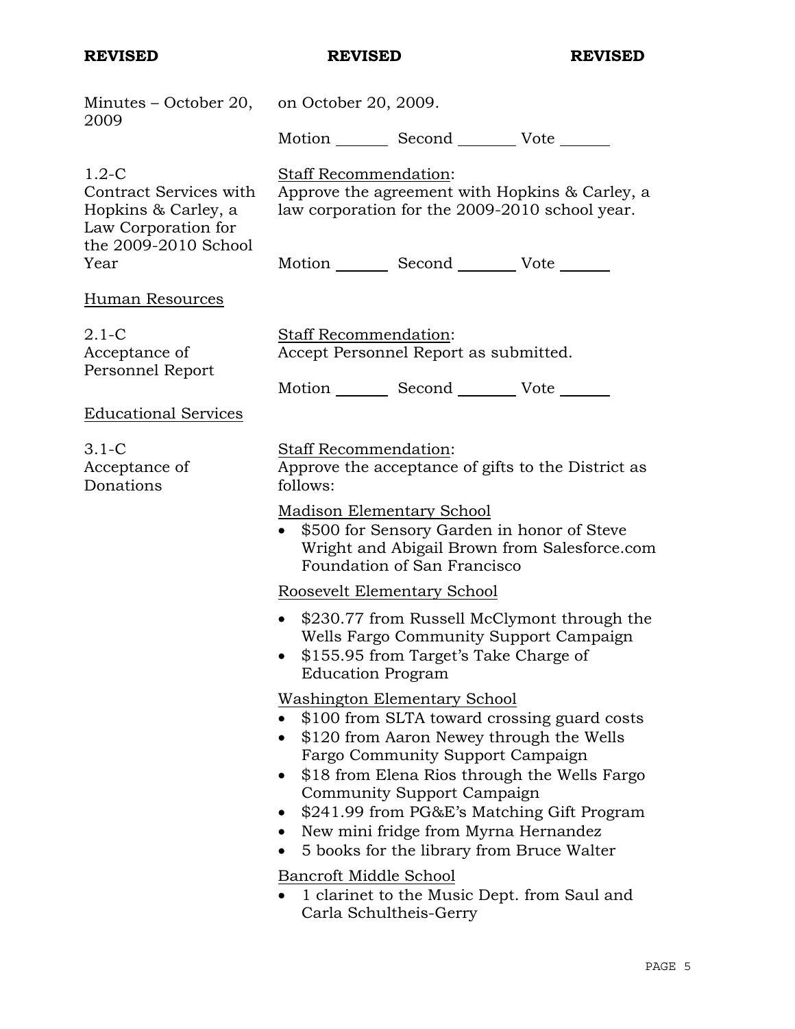**REVISED** **REVISED** **REVISED**

Minutes – October 20, 2009

on October 20, 2009.

Motion _______ Second _______ Vote _______

1.2-C
Contract Services with Hopkins & Carley, a Law Corporation for the 2009-2010 School Year

Staff Recommendation:
Approve the agreement with Hopkins & Carley, a law corporation for the 2009-2010 school year.

Motion _______ Second _______ Vote _______

Human Resources

2.1-C
Acceptance of Personnel Report

Staff Recommendation:
Accept Personnel Report as submitted.

Motion _______ Second _______ Vote _______

Educational Services

3.1-C
Acceptance of Donations

Staff Recommendation:
Approve the acceptance of gifts to the District as follows:

Madison Elementary School

- $500 for Sensory Garden in honor of Steve Wright and Abigail Brown from Salesforce.com Foundation of San Francisco

Roosevelt Elementary School

- $230.77 from Russell McClymont through the Wells Fargo Community Support Campaign
- $155.95 from Target's Take Charge of Education Program

Washington Elementary School

- $100 from SLTA toward crossing guard costs
- $120 from Aaron Newey through the Wells Fargo Community Support Campaign
- $18 from Elena Rios through the Wells Fargo Community Support Campaign
- $241.99 from PG&E's Matching Gift Program
- New mini fridge from Myrna Hernandez
- 5 books for the library from Bruce Walter

Bancroft Middle School

- 1 clarinet to the Music Dept. from Saul and Carla Schultheis-Gerry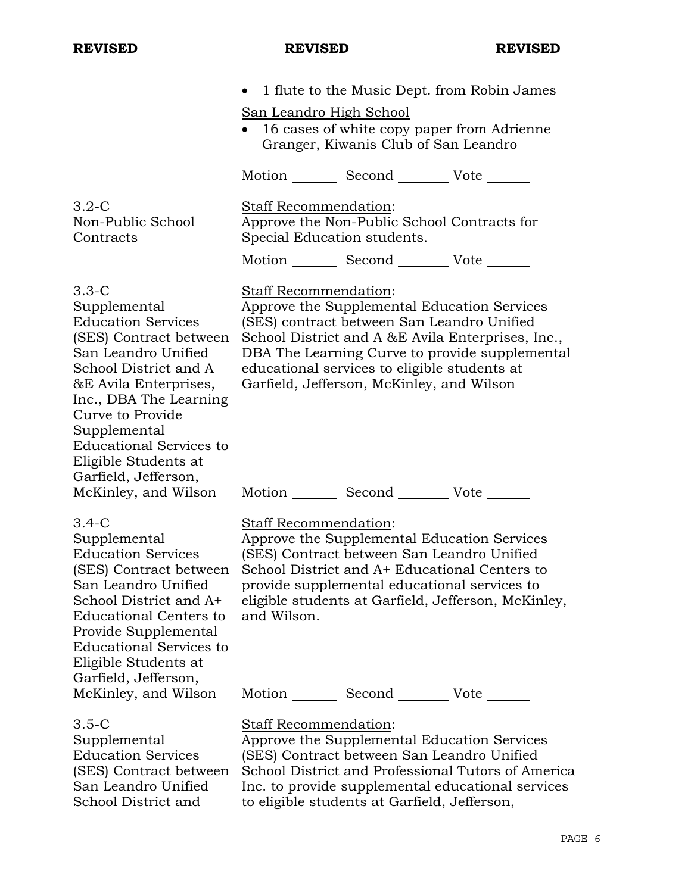**REVISED** **REVISED** **REVISED**

- 1 flute to the Music Dept. from Robin James

San Leandro High School

- 16 cases of white copy paper from Adrienne Granger, Kiwanis Club of San Leandro

Motion _______ Second _______ Vote _______

3.2-C
Non-Public School Contracts

Staff Recommendation:
Approve the Non-Public School Contracts for Special Education students.

Motion _______ Second _______ Vote _______

3.3-C
Supplemental Education Services (SES) Contract between San Leandro Unified School District and A &E Avila Enterprises, Inc., DBA The Learning Curve to Provide Supplemental Educational Services to Eligible Students at Garfield, Jefferson, McKinley, and Wilson

Staff Recommendation:
Approve the Supplemental Education Services (SES) contract between San Leandro Unified School District and A &E Avila Enterprises, Inc., DBA The Learning Curve to provide supplemental educational services to eligible students at Garfield, Jefferson, McKinley, and Wilson

Motion _______ Second _______ Vote _______

3.4-C
Supplemental Education Services (SES) Contract between San Leandro Unified School District and A+ Educational Centers to Provide Supplemental Educational Services to Eligible Students at Garfield, Jefferson, McKinley, and Wilson

Staff Recommendation:
Approve the Supplemental Education Services (SES) Contract between San Leandro Unified School District and A+ Educational Centers to provide supplemental educational services to eligible students at Garfield, Jefferson, McKinley, and Wilson.

Motion _______ Second _______ Vote _______

3.5-C
Supplemental Education Services (SES) Contract between San Leandro Unified School District and

Staff Recommendation:
Approve the Supplemental Education Services (SES) Contract between San Leandro Unified School District and Professional Tutors of America Inc. to provide supplemental educational services to eligible students at Garfield, Jefferson,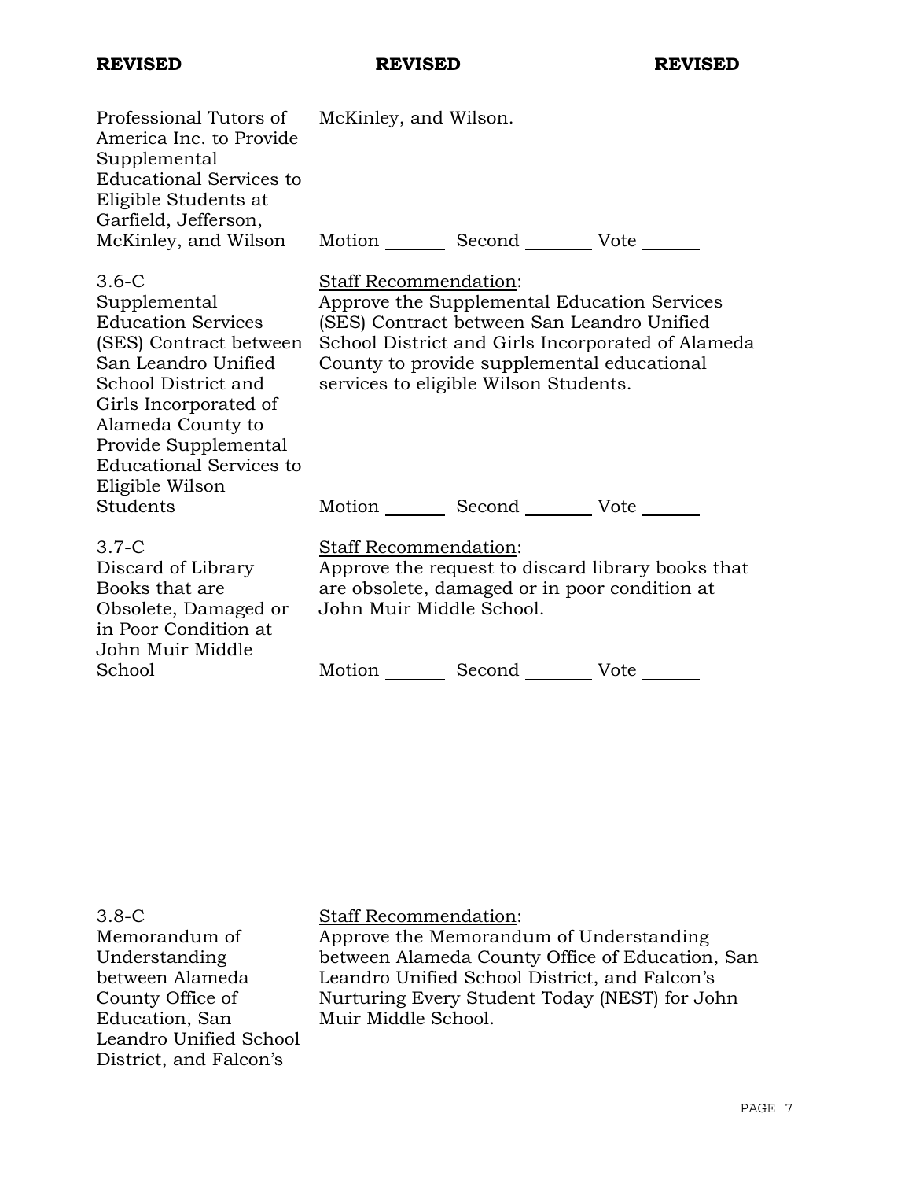**REVISED** **REVISED** **REVISED**

| | |
|---|---|
| Professional Tutors of America Inc. to Provide Supplemental Educational Services to Eligible Students at Garfield, Jefferson, McKinley, and Wilson | McKinley, and Wilson.<br><br>Motion _______ Second ________ Vote ______ |
| 3.6-C<br>Supplemental Education Services (SES) Contract between San Leandro Unified School District and Girls Incorporated of Alameda County to Provide Supplemental Educational Services to Eligible Wilson Students | Staff Recommendation:<br>Approve the Supplemental Education Services (SES) Contract between San Leandro Unified School District and Girls Incorporated of Alameda County to provide supplemental educational services to eligible Wilson Students.<br><br>Motion _______ Second ________ Vote ______ |
| 3.7-C<br>Discard of Library Books that are Obsolete, Damaged or in Poor Condition at John Muir Middle School | Staff Recommendation:<br>Approve the request to discard library books that are obsolete, damaged or in poor condition at John Muir Middle School.<br><br>Motion _______ Second ________ Vote ______ |
| 3.8-C<br>Memorandum of Understanding between Alameda County Office of Education, San Leandro Unified School District, and Falcon's | Staff Recommendation:<br>Approve the Memorandum of Understanding between Alameda County Office of Education, San Leandro Unified School District, and Falcon's Nurturing Every Student Today (NEST) for John Muir Middle School. |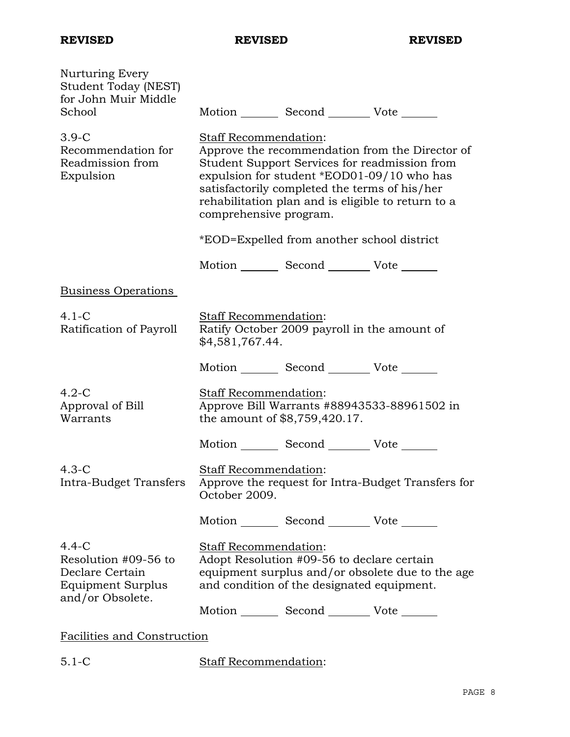**REVISED** **REVISED** **REVISED**

Nurturing Every Student Today (NEST) for John Muir Middle School

Motion _______ Second _______ Vote _______

3.9-C
Recommendation for Readmission from Expulsion

Staff Recommendation:
Approve the recommendation from the Director of Student Support Services for readmission from expulsion for student *EOD01-09/10 who has satisfactorily completed the terms of his/her rehabilitation plan and is eligible to return to a comprehensive program.

*EOD=Expelled from another school district

Motion _______ Second _______ Vote _______

Business Operations

4.1-C
Ratification of Payroll

Staff Recommendation:
Ratify October 2009 payroll in the amount of $4,581,767.44.

Motion _______ Second _______ Vote _______

4.2-C
Approval of Bill Warrants

Staff Recommendation:
Approve Bill Warrants #88943533-88961502 in the amount of $8,759,420.17.

Motion _______ Second _______ Vote _______

4.3-C
Intra-Budget Transfers

Staff Recommendation:
Approve the request for Intra-Budget Transfers for October 2009.

Motion _______ Second _______ Vote _______

4.4-C
Resolution #09-56 to Declare Certain Equipment Surplus and/or Obsolete.

Staff Recommendation:
Adopt Resolution #09-56 to declare certain equipment surplus and/or obsolete due to the age and condition of the designated equipment.

Motion _______ Second _______ Vote _______

Facilities and Construction

5.1-C

Staff Recommendation: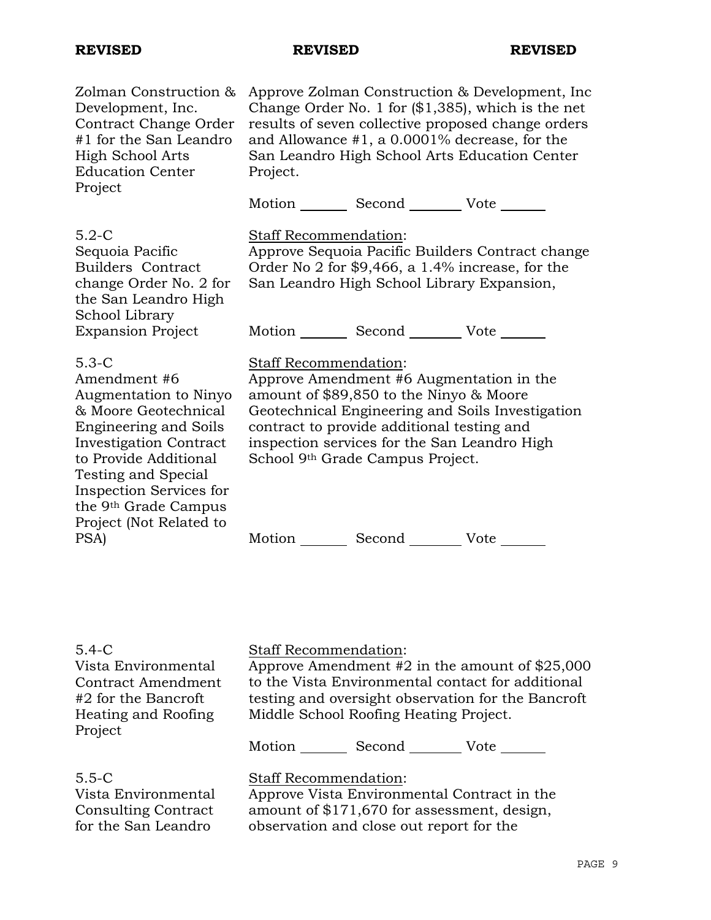**REVISED** **REVISED** **REVISED**

Zolman Construction & Development, Inc. Contract Change Order #1 for the San Leandro High School Arts Education Center Project

Approve Zolman Construction & Development, Inc Change Order No. 1 for ($1,385), which is the net results of seven collective proposed change orders and Allowance #1, a 0.0001% decrease, for the San Leandro High School Arts Education Center Project.

Motion _______ Second _______ Vote _______

5.2-C
Sequoia Pacific Builders Contract change Order No. 2 for the San Leandro High School Library Expansion Project

Staff Recommendation:
Approve Sequoia Pacific Builders Contract change Order No 2 for $9,466, a 1.4% increase, for the San Leandro High School Library Expansion,

Motion _______ Second _______ Vote _______

5.3-C
Amendment #6 Augmentation to Ninyo & Moore Geotechnical Engineering and Soils Investigation Contract to Provide Additional Testing and Special Inspection Services for the 9th Grade Campus Project (Not Related to PSA)

Staff Recommendation:
Approve Amendment #6 Augmentation in the amount of $89,850 to the Ninyo & Moore Geotechnical Engineering and Soils Investigation contract to provide additional testing and inspection services for the San Leandro High School 9th Grade Campus Project.

Motion _______ Second _______ Vote _______

5.4-C
Vista Environmental Contract Amendment #2 for the Bancroft Heating and Roofing Project

Staff Recommendation:
Approve Amendment #2 in the amount of $25,000 to the Vista Environmental contact for additional testing and oversight observation for the Bancroft Middle School Roofing Heating Project.

Motion _______ Second _______ Vote _______

5.5-C
Vista Environmental Consulting Contract for the San Leandro

Staff Recommendation:
Approve Vista Environmental Contract in the amount of $171,670 for assessment, design, observation and close out report for the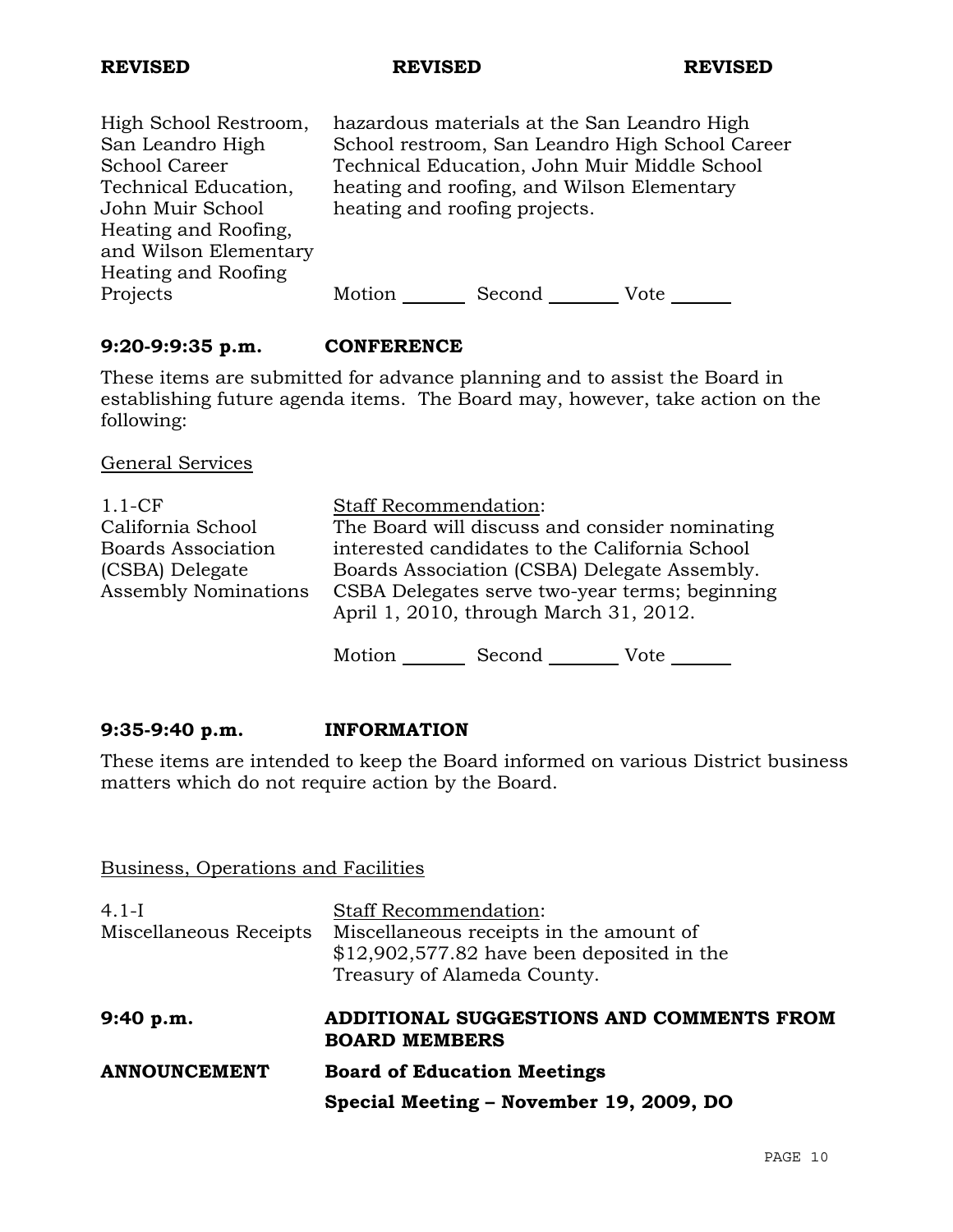**REVISED** **REVISED** **REVISED**

| | |
|---|---|
| High School Restroom, San Leandro High School Career Technical Education, John Muir School Heating and Roofing, and Wilson Elementary Heating and Roofing Projects | hazardous materials at the San Leandro High School restroom, San Leandro High School Career Technical Education, John Muir Middle School heating and roofing, and Wilson Elementary heating and roofing projects.<br><br>Motion _______ Second ________ Vote ______ |

**9:20-9:9:35 p.m. CONFERENCE**

These items are submitted for advance planning and to assist the Board in establishing future agenda items. The Board may, however, take action on the following:

General Services

| | |
|---|---|
| 1.1-CF<br>California School Boards Association (CSBA) Delegate Assembly Nominations | Staff Recommendation:<br>The Board will discuss and consider nominating interested candidates to the California School Boards Association (CSBA) Delegate Assembly. CSBA Delegates serve two-year terms; beginning April 1, 2010, through March 31, 2012.<br><br>Motion _______ Second ________ Vote ______ |

**9:35-9:40 p.m. INFORMATION**

These items are intended to keep the Board informed on various District business matters which do not require action by the Board.

Business, Operations and Facilities

| | |
|---|---|
| 4.1-I<br>Miscellaneous Receipts | Staff Recommendation:<br>Miscellaneous receipts in the amount of $12,902,577.82 have been deposited in the Treasury of Alameda County. |

**9:40 p.m. ADDITIONAL SUGGESTIONS AND COMMENTS FROM BOARD MEMBERS**

**ANNOUNCEMENT Board of Education Meetings**

**Special Meeting – November 19, 2009, DO**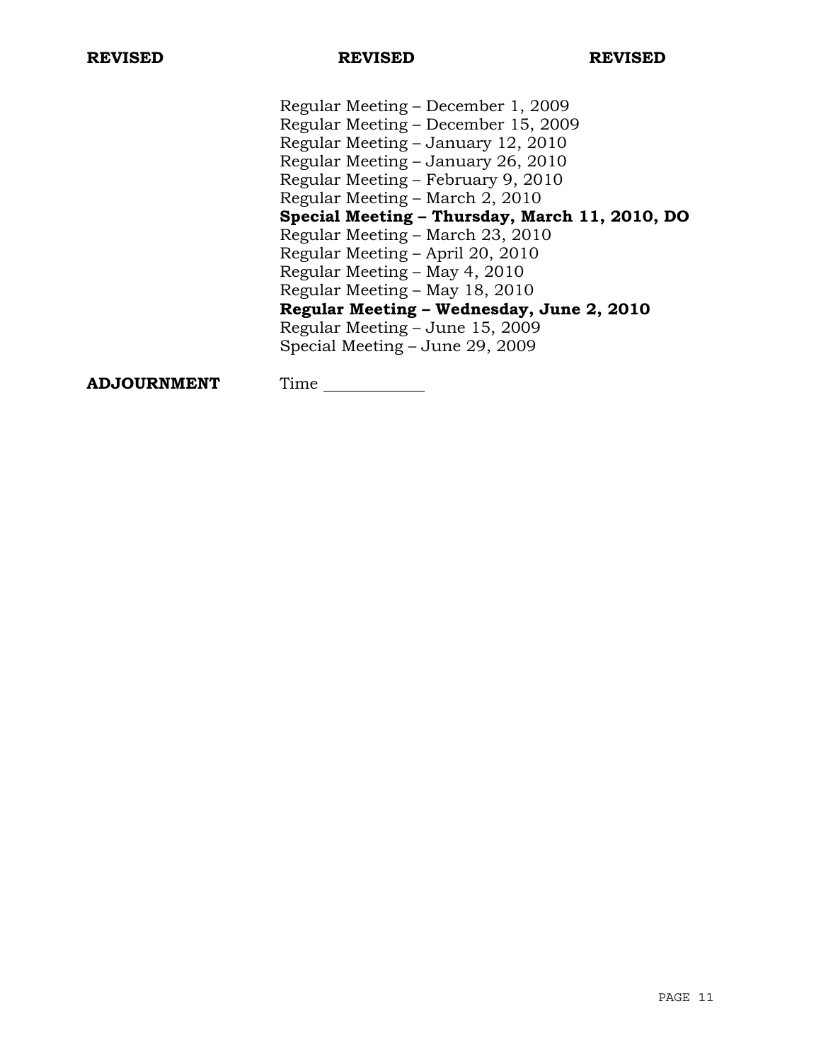**REVISED** **REVISED** **REVISED**

Regular Meeting – December 1, 2009
Regular Meeting – December 15, 2009
Regular Meeting – January 12, 2010
Regular Meeting – January 26, 2010
Regular Meeting – February 9, 2010
Regular Meeting – March 2, 2010
**Special Meeting – Thursday, March 11, 2010, DO**
Regular Meeting – March 23, 2010
Regular Meeting – April 20, 2010
Regular Meeting – May 4, 2010
Regular Meeting – May 18, 2010
**Regular Meeting – Wednesday, June 2, 2010**
Regular Meeting – June 15, 2009
Special Meeting – June 29, 2009

**ADJOURNMENT** Time ____________